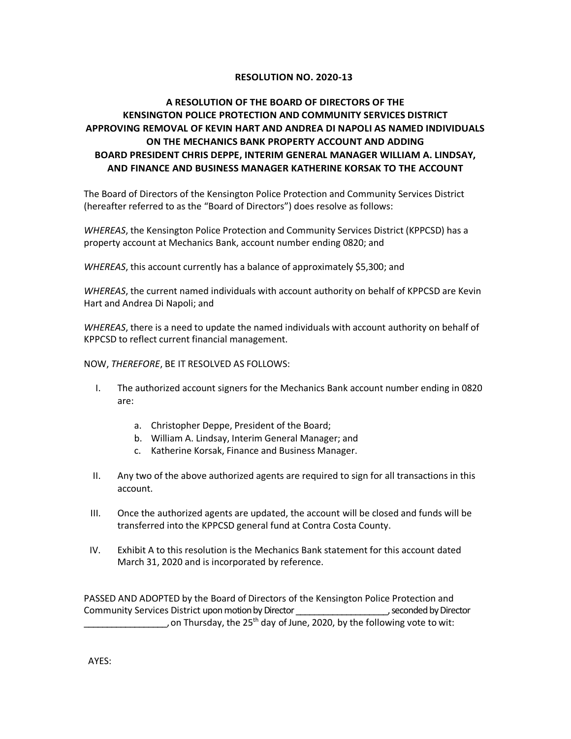**RESOLUTION NO. 2020-13**

**A RESOLUTION OF THE BOARD OF DIRECTORS OF THE KENSINGTON POLICE PROTECTION AND COMMUNITY SERVICES DISTRICT APPROVING REMOVAL OF KEVIN HART AND ANDREA DI NAPOLI AS NAMED INDIVIDUALS ON THE MECHANICS BANK PROPERTY ACCOUNT AND ADDING BOARD PRESIDENT CHRIS DEPPE, INTERIM GENERAL MANAGER WILLIAM A. LINDSAY, AND FINANCE AND BUSINESS MANAGER KATHERINE KORSAK TO THE ACCOUNT**

The Board of Directors of the Kensington Police Protection and Community Services District (hereafter referred to as the "Board of Directors") does resolve as follows:

*WHEREAS*, the Kensington Police Protection and Community Services District (KPPCSD) has a property account at Mechanics Bank, account number ending 0820; and

*WHEREAS*, this account currently has a balance of approximately $5,300; and

*WHEREAS*, the current named individuals with account authority on behalf of KPPCSD are Kevin Hart and Andrea Di Napoli; and

*WHEREAS*, there is a need to update the named individuals with account authority on behalf of KPPCSD to reflect current financial management.

NOW, *THEREFORE*, BE IT RESOLVED AS FOLLOWS:

I. The authorized account signers for the Mechanics Bank account number ending in 0820 are:

   a. Christopher Deppe, President of the Board;
   b. William A. Lindsay, Interim General Manager; and
   c. Katherine Korsak, Finance and Business Manager.

II. Any two of the above authorized agents are required to sign for all transactions in this account.

III. Once the authorized agents are updated, the account will be closed and funds will be transferred into the KPPCSD general fund at Contra Costa County.

IV. Exhibit A to this resolution is the Mechanics Bank statement for this account dated March 31, 2020 and is incorporated by reference.

PASSED AND ADOPTED by the Board of Directors of the Kensington Police Protection and Community Services District upon motion by Director ___________________, seconded by Director _________________, on Thursday, the 25th day of June, 2020, by the following vote to wit:

AYES: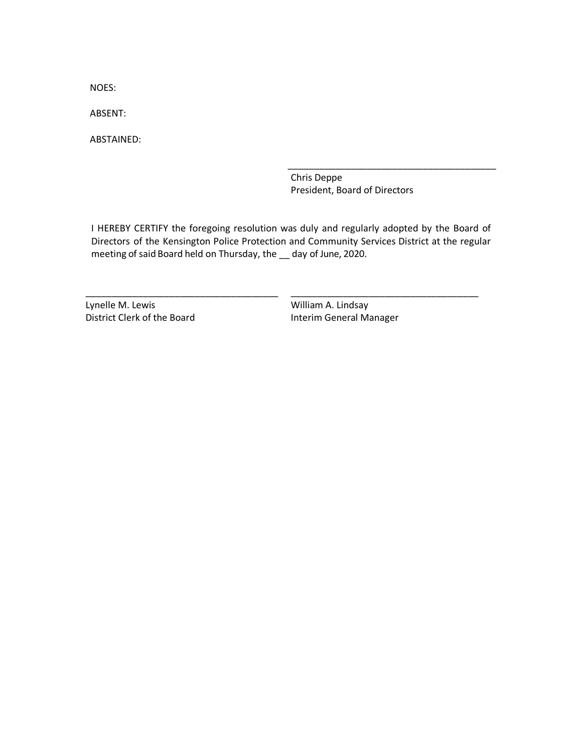NOES:

ABSENT:

ABSTAINED:

\_\_\_\_\_\_\_\_\_\_\_\_\_\_\_\_\_\_\_\_\_\_\_\_\_\_\_\_\_\_\_\_\_\_\_\_\_\_\_\_

Chris Deppe
President, Board of Directors

I HEREBY CERTIFY the foregoing resolution was duly and regularly adopted by the Board of Directors of the Kensington Police Protection and Community Services District at the regular meeting of said Board held on Thursday, the __ day of June, 2020.

\_\_\_\_\_\_\_\_\_\_\_\_\_\_\_\_\_\_\_\_\_\_\_\_\_\_\_\_\_\_\_\_\_\_\_\_\_\_

Lynelle M. Lewis
District Clerk of the Board

\_\_\_\_\_\_\_\_\_\_\_\_\_\_\_\_\_\_\_\_\_\_\_\_\_\_\_\_\_\_\_\_\_\_\_\_\_\_

William A. Lindsay
Interim General Manager